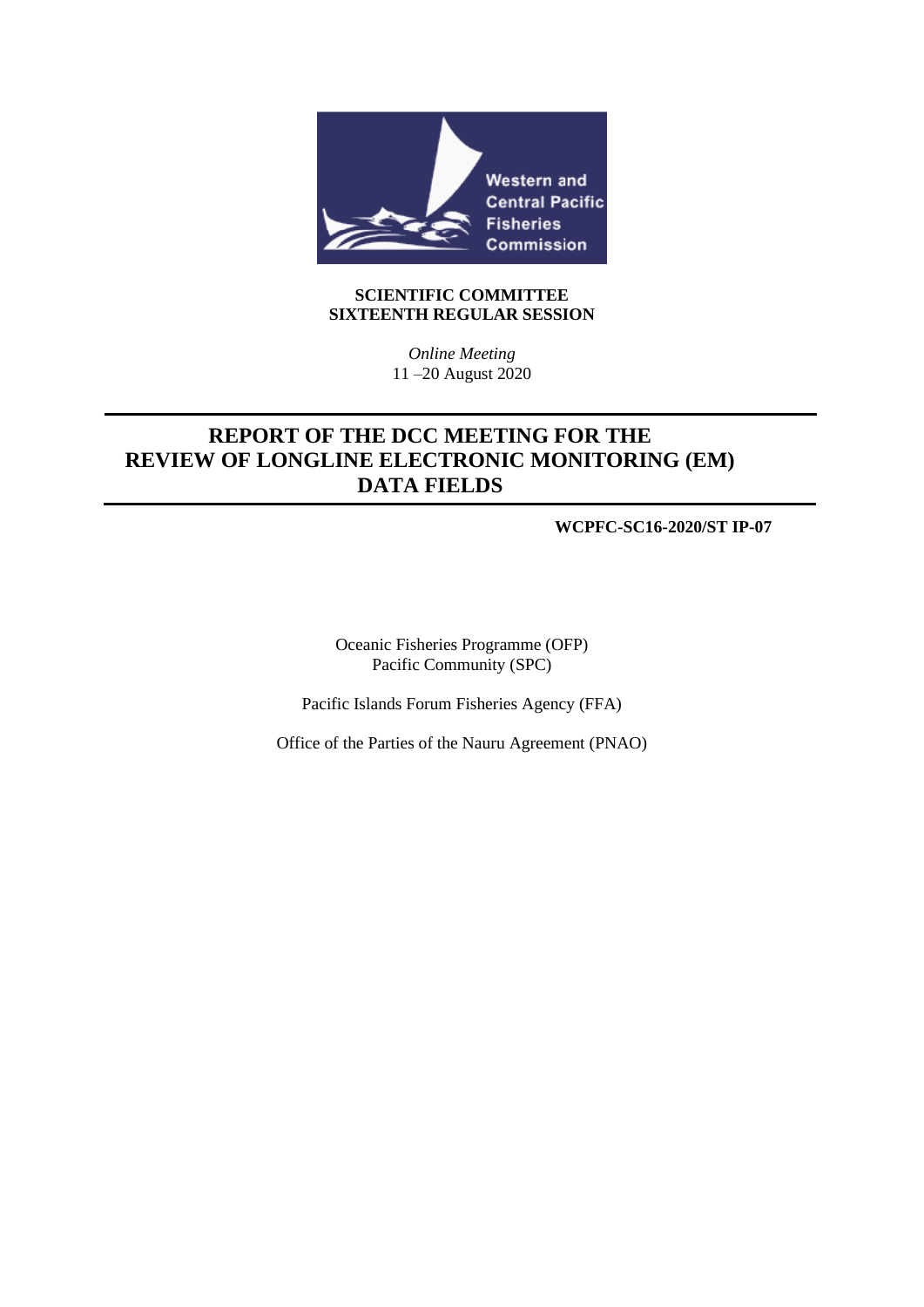Western and Central Pacific Fisheries Commission

**SCIENTIFIC COMMITTEE**
**SIXTEENTH REGULAR SESSION**

*Online Meeting*
11 –20 August 2020

# REPORT OF THE DCC MEETING FOR THE REVIEW OF LONGLINE ELECTRONIC MONITORING (EM) DATA FIELDS

**WCPFC-SC16-2020/ST IP-07**

Oceanic Fisheries Programme (OFP)
Pacific Community (SPC)

Pacific Islands Forum Fisheries Agency (FFA)

Office of the Parties of the Nauru Agreement (PNAO)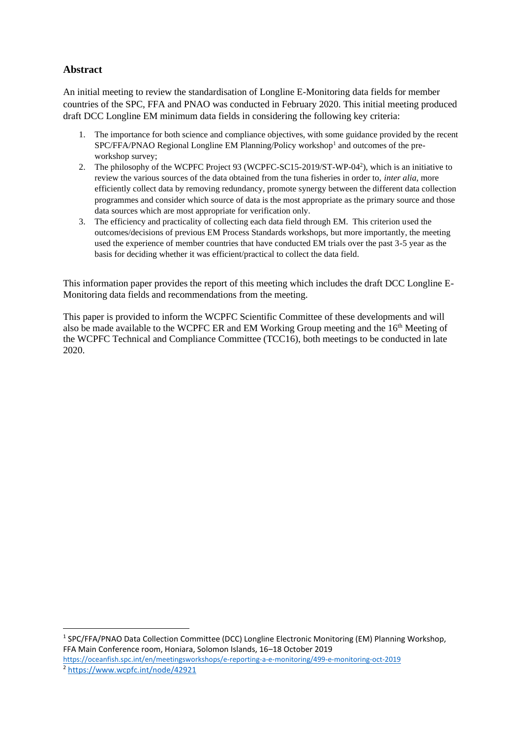## Abstract

An initial meeting to review the standardisation of Longline E-Monitoring data fields for member countries of the SPC, FFA and PNAO was conducted in February 2020. This initial meeting produced draft DCC Longline EM minimum data fields in considering the following key criteria:

1. The importance for both science and compliance objectives, with some guidance provided by the recent SPC/FFA/PNAO Regional Longline EM Planning/Policy workshop[1] and outcomes of the pre-workshop survey;
2. The philosophy of the WCPFC Project 93 (WCPFC-SC15-2019/ST-WP-04[2]), which is an initiative to review the various sources of the data obtained from the tuna fisheries in order to, *inter alia*, more efficiently collect data by removing redundancy, promote synergy between the different data collection programmes and consider which source of data is the most appropriate as the primary source and those data sources which are most appropriate for verification only.
3. The efficiency and practicality of collecting each data field through EM. This criterion used the outcomes/decisions of previous EM Process Standards workshops, but more importantly, the meeting used the experience of member countries that have conducted EM trials over the past 3-5 year as the basis for deciding whether it was efficient/practical to collect the data field.

This information paper provides the report of this meeting which includes the draft DCC Longline E-Monitoring data fields and recommendations from the meeting.

This paper is provided to inform the WCPFC Scientific Committee of these developments and will also be made available to the WCPFC ER and EM Working Group meeting and the 16th Meeting of the WCPFC Technical and Compliance Committee (TCC16), both meetings to be conducted in late 2020.

---

[1] SPC/FFA/PNAO Data Collection Committee (DCC) Longline Electronic Monitoring (EM) Planning Workshop, FFA Main Conference room, Honiara, Solomon Islands, 16–18 October 2019 https://oceanfish.spc.int/en/meetingsworkshops/e-reporting-a-e-monitoring/499-e-monitoring-oct-2019

[2] https://www.wcpfc.int/node/42921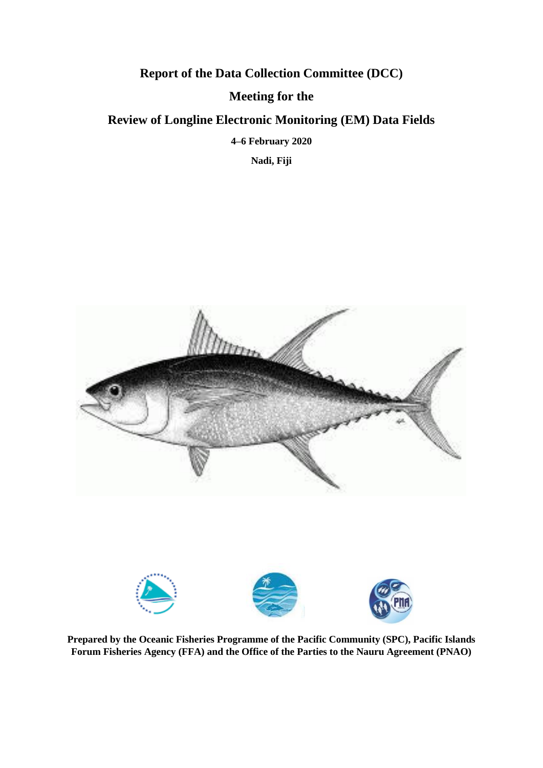**Report of the Data Collection Committee (DCC)**

**Meeting for the**

**Review of Longline Electronic Monitoring (EM) Data Fields**

**4–6 February 2020**

**Nadi, Fiji**

**Prepared by the Oceanic Fisheries Programme of the Pacific Community (SPC), Pacific Islands Forum Fisheries Agency (FFA) and the Office of the Parties to the Nauru Agreement (PNAO)**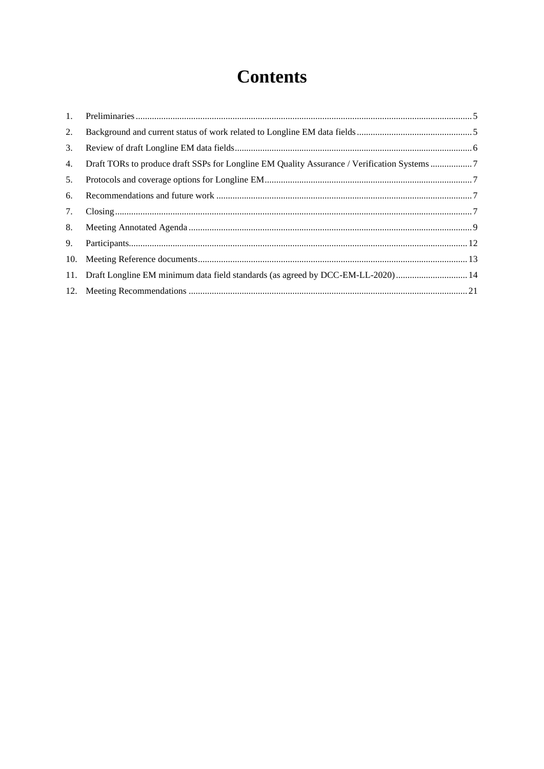# Contents

1. Preliminaries ..... 5
2. Background and current status of work related to Longline EM data fields ..... 5
3. Review of draft Longline EM data fields ..... 6
4. Draft TORs to produce draft SSPs for Longline EM Quality Assurance / Verification Systems ..... 7
5. Protocols and coverage options for Longline EM ..... 7
6. Recommendations and future work ..... 7
7. Closing ..... 7
8. Meeting Annotated Agenda ..... 9
9. Participants ..... 12
10. Meeting Reference documents ..... 13
11. Draft Longline EM minimum data field standards (as agreed by DCC-EM-LL-2020) ..... 14
12. Meeting Recommendations ..... 21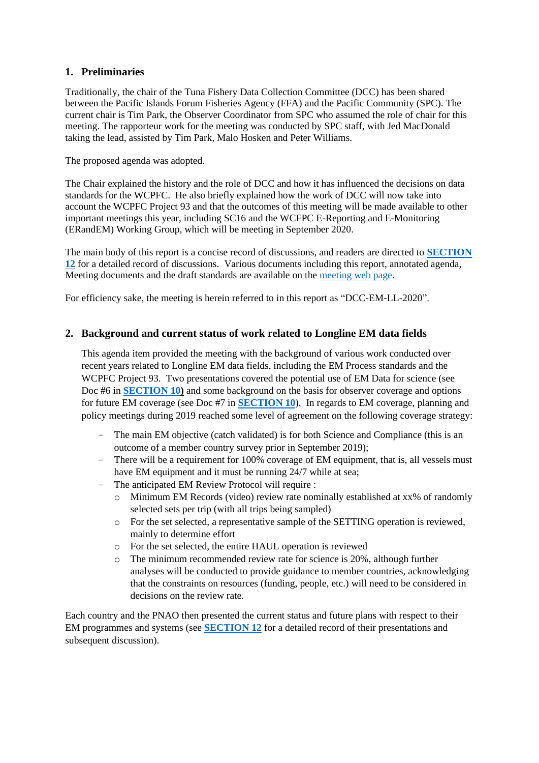## 1. Preliminaries

Traditionally, the chair of the Tuna Fishery Data Collection Committee (DCC) has been shared between the Pacific Islands Forum Fisheries Agency (FFA) and the Pacific Community (SPC). The current chair is Tim Park, the Observer Coordinator from SPC who assumed the role of chair for this meeting. The rapporteur work for the meeting was conducted by SPC staff, with Jed MacDonald taking the lead, assisted by Tim Park, Malo Hosken and Peter Williams.

The proposed agenda was adopted.

The Chair explained the history and the role of DCC and how it has influenced the decisions on data standards for the WCPFC. He also briefly explained how the work of DCC will now take into account the WCPFC Project 93 and that the outcomes of this meeting will be made available to other important meetings this year, including SC16 and the WCFPC E-Reporting and E-Monitoring (ERandEM) Working Group, which will be meeting in September 2020.

The main body of this report is a concise record of discussions, and readers are directed to **SECTION 12** for a detailed record of discussions. Various documents including this report, annotated agenda, Meeting documents and the draft standards are available on the meeting web page.

For efficiency sake, the meeting is herein referred to in this report as "DCC-EM-LL-2020".

## 2. Background and current status of work related to Longline EM data fields

This agenda item provided the meeting with the background of various work conducted over recent years related to Longline EM data fields, including the EM Process standards and the WCPFC Project 93. Two presentations covered the potential use of EM Data for science (see Doc #6 in **SECTION 10)** and some background on the basis for observer coverage and options for future EM coverage (see Doc #7 in **SECTION 10**). In regards to EM coverage, planning and policy meetings during 2019 reached some level of agreement on the following coverage strategy:

- The main EM objective (catch validated) is for both Science and Compliance (this is an outcome of a member country survey prior in September 2019);
- There will be a requirement for 100% coverage of EM equipment, that is, all vessels must have EM equipment and it must be running 24/7 while at sea;
- The anticipated EM Review Protocol will require :
  - Minimum EM Records (video) review rate nominally established at xx% of randomly selected sets per trip (with all trips being sampled)
  - For the set selected, a representative sample of the SETTING operation is reviewed, mainly to determine effort
  - For the set selected, the entire HAUL operation is reviewed
  - The minimum recommended review rate for science is 20%, although further analyses will be conducted to provide guidance to member countries, acknowledging that the constraints on resources (funding, people, etc.) will need to be considered in decisions on the review rate.

Each country and the PNAO then presented the current status and future plans with respect to their EM programmes and systems (see **SECTION 12** for a detailed record of their presentations and subsequent discussion).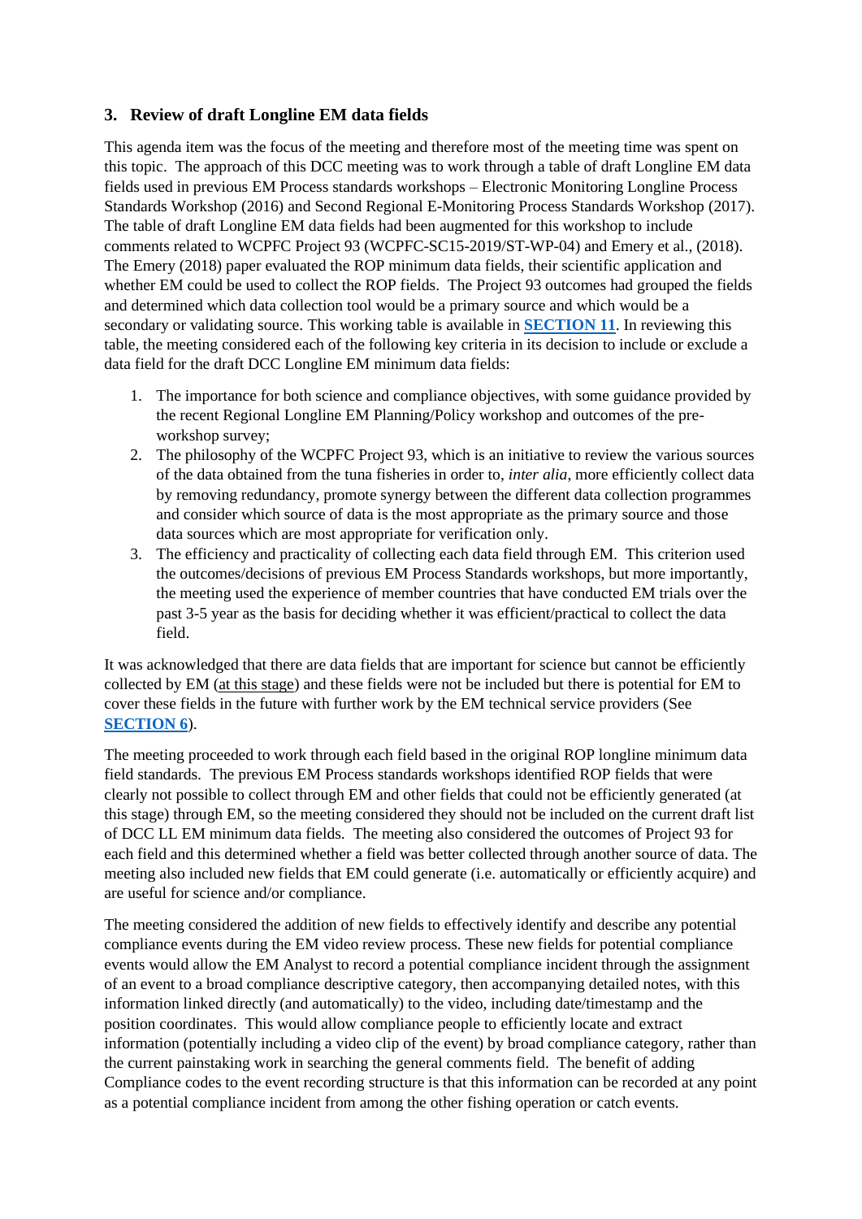## 3. Review of draft Longline EM data fields

This agenda item was the focus of the meeting and therefore most of the meeting time was spent on this topic. The approach of this DCC meeting was to work through a table of draft Longline EM data fields used in previous EM Process standards workshops – Electronic Monitoring Longline Process Standards Workshop (2016) and Second Regional E-Monitoring Process Standards Workshop (2017). The table of draft Longline EM data fields had been augmented for this workshop to include comments related to WCPFC Project 93 (WCPFC-SC15-2019/ST-WP-04) and Emery et al., (2018). The Emery (2018) paper evaluated the ROP minimum data fields, their scientific application and whether EM could be used to collect the ROP fields. The Project 93 outcomes had grouped the fields and determined which data collection tool would be a primary source and which would be a secondary or validating source. This working table is available in **SECTION 11**. In reviewing this table, the meeting considered each of the following key criteria in its decision to include or exclude a data field for the draft DCC Longline EM minimum data fields:

1. The importance for both science and compliance objectives, with some guidance provided by the recent Regional Longline EM Planning/Policy workshop and outcomes of the pre-workshop survey;
2. The philosophy of the WCPFC Project 93, which is an initiative to review the various sources of the data obtained from the tuna fisheries in order to, *inter alia*, more efficiently collect data by removing redundancy, promote synergy between the different data collection programmes and consider which source of data is the most appropriate as the primary source and those data sources which are most appropriate for verification only.
3. The efficiency and practicality of collecting each data field through EM. This criterion used the outcomes/decisions of previous EM Process Standards workshops, but more importantly, the meeting used the experience of member countries that have conducted EM trials over the past 3-5 year as the basis for deciding whether it was efficient/practical to collect the data field.

It was acknowledged that there are data fields that are important for science but cannot be efficiently collected by EM (at this stage) and these fields were not be included but there is potential for EM to cover these fields in the future with further work by the EM technical service providers (See **SECTION 6**).

The meeting proceeded to work through each field based in the original ROP longline minimum data field standards. The previous EM Process standards workshops identified ROP fields that were clearly not possible to collect through EM and other fields that could not be efficiently generated (at this stage) through EM, so the meeting considered they should not be included on the current draft list of DCC LL EM minimum data fields. The meeting also considered the outcomes of Project 93 for each field and this determined whether a field was better collected through another source of data. The meeting also included new fields that EM could generate (i.e. automatically or efficiently acquire) and are useful for science and/or compliance.

The meeting considered the addition of new fields to effectively identify and describe any potential compliance events during the EM video review process. These new fields for potential compliance events would allow the EM Analyst to record a potential compliance incident through the assignment of an event to a broad compliance descriptive category, then accompanying detailed notes, with this information linked directly (and automatically) to the video, including date/timestamp and the position coordinates. This would allow compliance people to efficiently locate and extract information (potentially including a video clip of the event) by broad compliance category, rather than the current painstaking work in searching the general comments field. The benefit of adding Compliance codes to the event recording structure is that this information can be recorded at any point as a potential compliance incident from among the other fishing operation or catch events.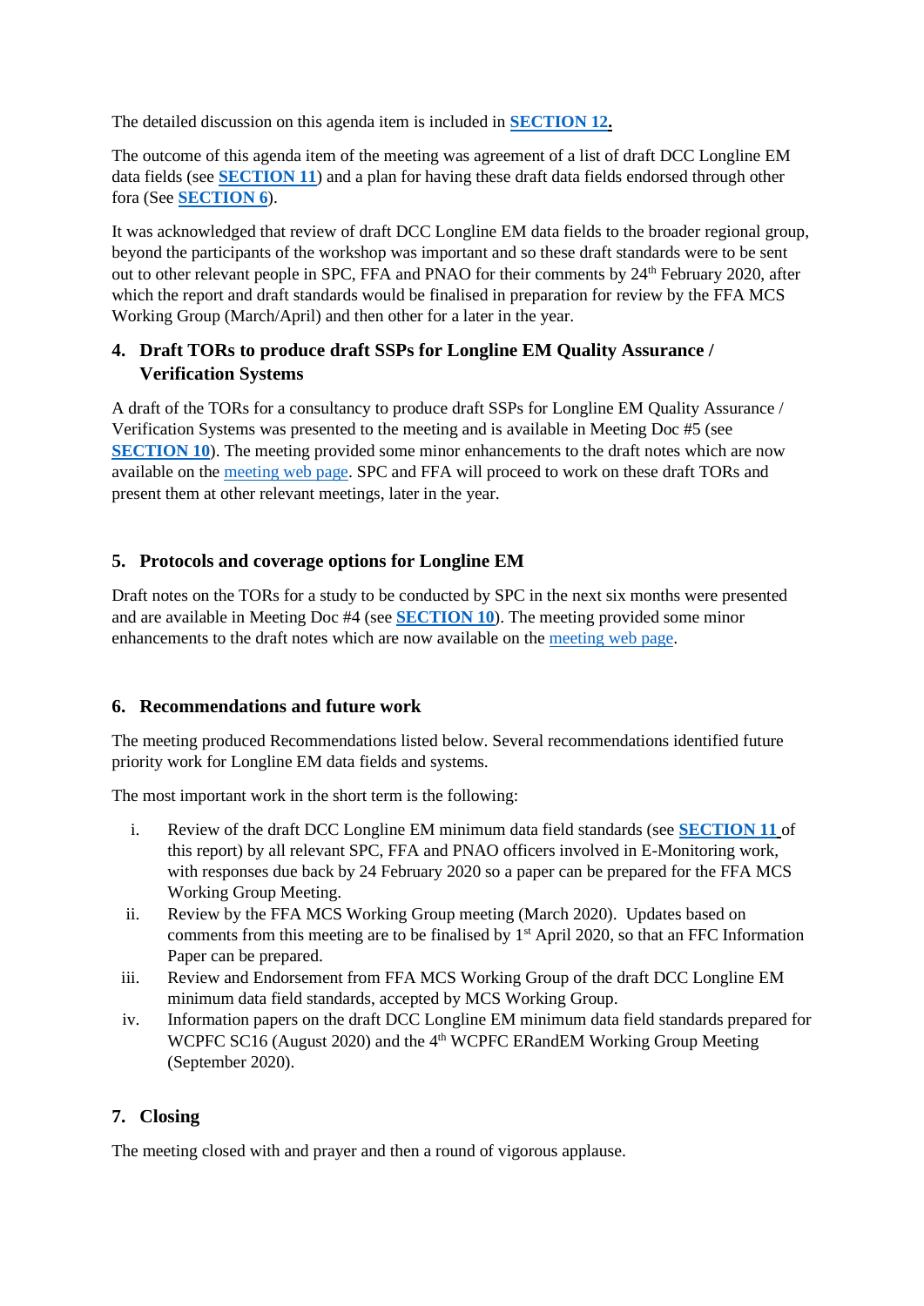The detailed discussion on this agenda item is included in **SECTION 12.**

The outcome of this agenda item of the meeting was agreement of a list of draft DCC Longline EM data fields (see **SECTION 11**) and a plan for having these draft data fields endorsed through other fora (See **SECTION 6**).

It was acknowledged that review of draft DCC Longline EM data fields to the broader regional group, beyond the participants of the workshop was important and so these draft standards were to be sent out to other relevant people in SPC, FFA and PNAO for their comments by 24th February 2020, after which the report and draft standards would be finalised in preparation for review by the FFA MCS Working Group (March/April) and then other for a later in the year.

## 4. Draft TORs to produce draft SSPs for Longline EM Quality Assurance / Verification Systems

A draft of the TORs for a consultancy to produce draft SSPs for Longline EM Quality Assurance / Verification Systems was presented to the meeting and is available in Meeting Doc #5 (see **SECTION 10**). The meeting provided some minor enhancements to the draft notes which are now available on the meeting web page. SPC and FFA will proceed to work on these draft TORs and present them at other relevant meetings, later in the year.

## 5. Protocols and coverage options for Longline EM

Draft notes on the TORs for a study to be conducted by SPC in the next six months were presented and are available in Meeting Doc #4 (see **SECTION 10**). The meeting provided some minor enhancements to the draft notes which are now available on the meeting web page.

## 6. Recommendations and future work

The meeting produced Recommendations listed below. Several recommendations identified future priority work for Longline EM data fields and systems.

The most important work in the short term is the following:

i. Review of the draft DCC Longline EM minimum data field standards (see **SECTION 11** of this report) by all relevant SPC, FFA and PNAO officers involved in E-Monitoring work, with responses due back by 24 February 2020 so a paper can be prepared for the FFA MCS Working Group Meeting.

ii. Review by the FFA MCS Working Group meeting (March 2020). Updates based on comments from this meeting are to be finalised by 1st April 2020, so that an FFC Information Paper can be prepared.

iii. Review and Endorsement from FFA MCS Working Group of the draft DCC Longline EM minimum data field standards, accepted by MCS Working Group.

iv. Information papers on the draft DCC Longline EM minimum data field standards prepared for WCPFC SC16 (August 2020) and the 4th WCPFC ERandEM Working Group Meeting (September 2020).

## 7. Closing

The meeting closed with and prayer and then a round of vigorous applause.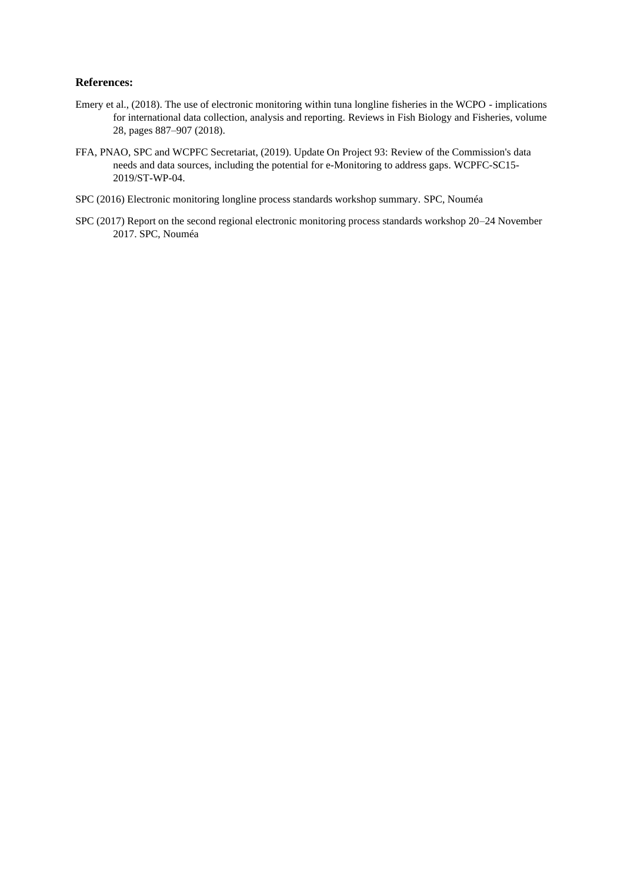**References:**

Emery et al., (2018). The use of electronic monitoring within tuna longline fisheries in the WCPO - implications for international data collection, analysis and reporting. Reviews in Fish Biology and Fisheries, volume 28, pages 887–907 (2018).

FFA, PNAO, SPC and WCPFC Secretariat, (2019). Update On Project 93: Review of the Commission's data needs and data sources, including the potential for e-Monitoring to address gaps. WCPFC-SC15-2019/ST-WP-04.

SPC (2016) Electronic monitoring longline process standards workshop summary. SPC, Nouméa

SPC (2017) Report on the second regional electronic monitoring process standards workshop 20–24 November 2017. SPC, Nouméa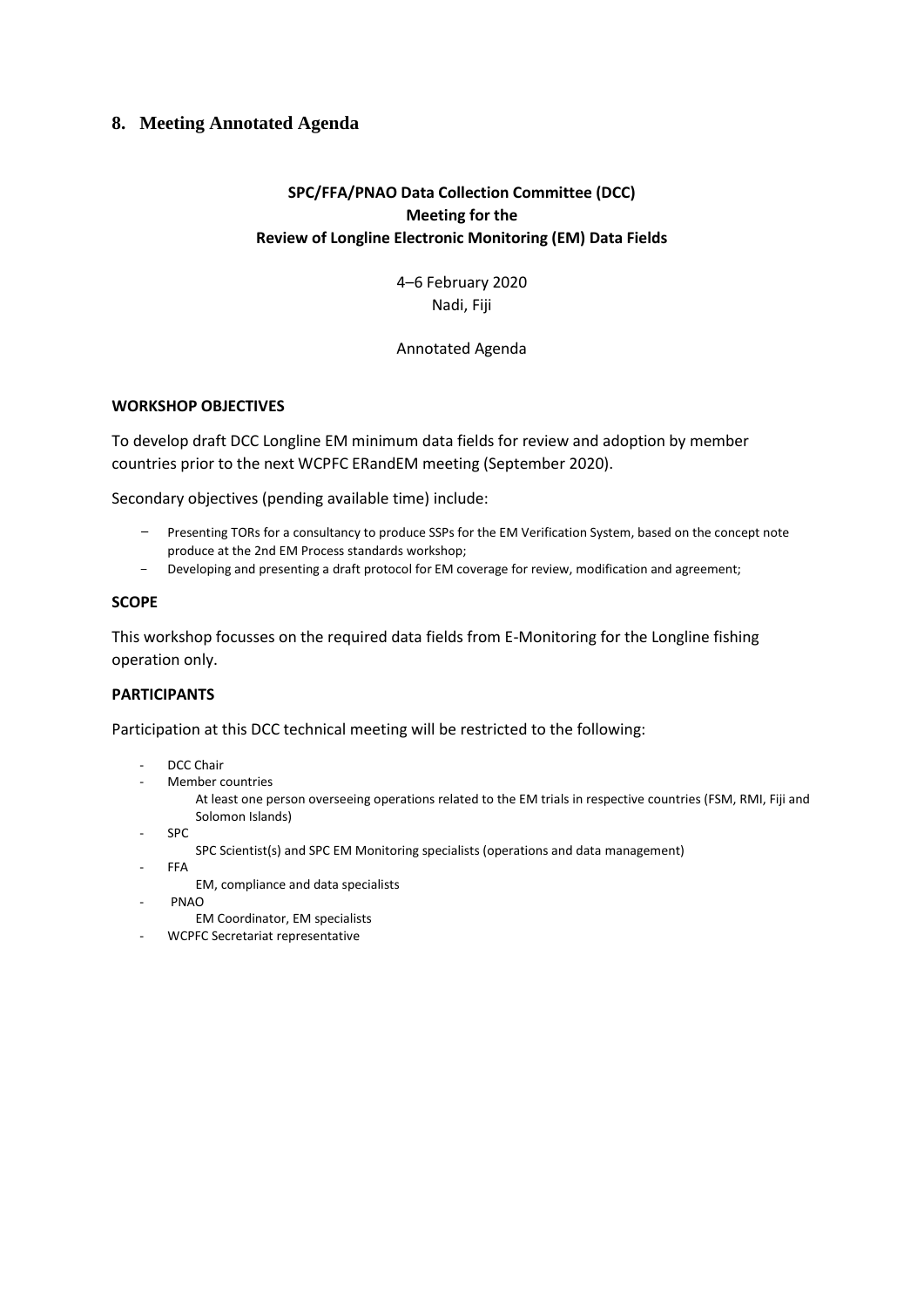## 8. Meeting Annotated Agenda

**SPC/FFA/PNAO Data Collection Committee (DCC)**
**Meeting for the**
**Review of Longline Electronic Monitoring (EM) Data Fields**

4–6 February 2020
Nadi, Fiji

Annotated Agenda

**WORKSHOP OBJECTIVES**

To develop draft DCC Longline EM minimum data fields for review and adoption by member countries prior to the next WCPFC ERandEM meeting (September 2020).

Secondary objectives (pending available time) include:

- Presenting TORs for a consultancy to produce SSPs for the EM Verification System, based on the concept note produce at the 2nd EM Process standards workshop;
- Developing and presenting a draft protocol for EM coverage for review, modification and agreement;

**SCOPE**

This workshop focusses on the required data fields from E-Monitoring for the Longline fishing operation only.

**PARTICIPANTS**

Participation at this DCC technical meeting will be restricted to the following:

- DCC Chair
- Member countries
  - At least one person overseeing operations related to the EM trials in respective countries (FSM, RMI, Fiji and Solomon Islands)
- SPC
  - SPC Scientist(s) and SPC EM Monitoring specialists (operations and data management)
- FFA
  - EM, compliance and data specialists
- PNAO
  - EM Coordinator, EM specialists
- WCPFC Secretariat representative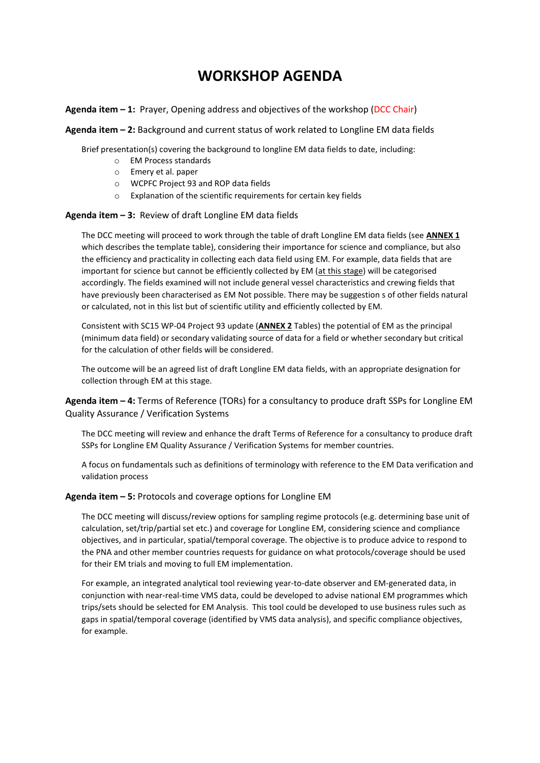# WORKSHOP AGENDA

**Agenda item – 1:** Prayer, Opening address and objectives of the workshop (DCC Chair)

**Agenda item – 2:** Background and current status of work related to Longline EM data fields

Brief presentation(s) covering the background to longline EM data fields to date, including:

- EM Process standards
- Emery et al. paper
- WCPFC Project 93 and ROP data fields
- Explanation of the scientific requirements for certain key fields

**Agenda item – 3:** Review of draft Longline EM data fields

The DCC meeting will proceed to work through the table of draft Longline EM data fields (see **ANNEX 1** which describes the template table), considering their importance for science and compliance, but also the efficiency and practicality in collecting each data field using EM. For example, data fields that are important for science but cannot be efficiently collected by EM (at this stage) will be categorised accordingly. The fields examined will not include general vessel characteristics and crewing fields that have previously been characterised as EM Not possible. There may be suggestion s of other fields natural or calculated, not in this list but of scientific utility and efficiently collected by EM.

Consistent with SC15 WP-04 Project 93 update (**ANNEX 2** Tables) the potential of EM as the principal (minimum data field) or secondary validating source of data for a field or whether secondary but critical for the calculation of other fields will be considered.

The outcome will be an agreed list of draft Longline EM data fields, with an appropriate designation for collection through EM at this stage.

**Agenda item – 4:** Terms of Reference (TORs) for a consultancy to produce draft SSPs for Longline EM Quality Assurance / Verification Systems

The DCC meeting will review and enhance the draft Terms of Reference for a consultancy to produce draft SSPs for Longline EM Quality Assurance / Verification Systems for member countries.

A focus on fundamentals such as definitions of terminology with reference to the EM Data verification and validation process

**Agenda item – 5:** Protocols and coverage options for Longline EM

The DCC meeting will discuss/review options for sampling regime protocols (e.g. determining base unit of calculation, set/trip/partial set etc.) and coverage for Longline EM, considering science and compliance objectives, and in particular, spatial/temporal coverage. The objective is to produce advice to respond to the PNA and other member countries requests for guidance on what protocols/coverage should be used for their EM trials and moving to full EM implementation.

For example, an integrated analytical tool reviewing year-to-date observer and EM-generated data, in conjunction with near-real-time VMS data, could be developed to advise national EM programmes which trips/sets should be selected for EM Analysis. This tool could be developed to use business rules such as gaps in spatial/temporal coverage (identified by VMS data analysis), and specific compliance objectives, for example.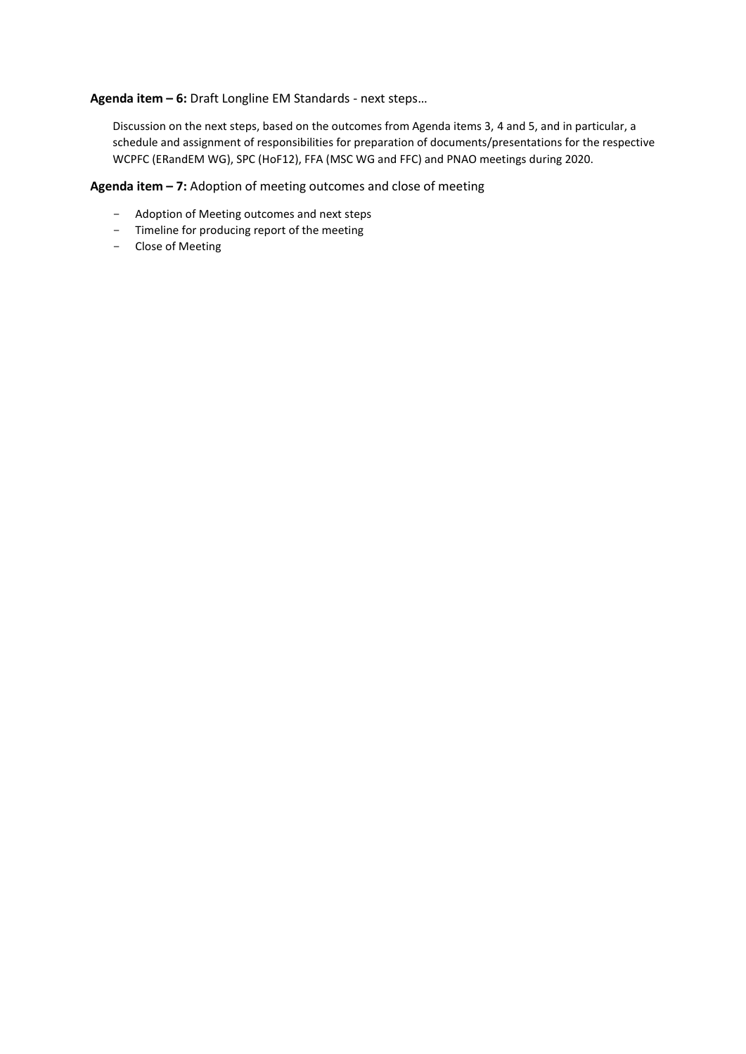**Agenda item – 6:** Draft Longline EM Standards - next steps…

Discussion on the next steps, based on the outcomes from Agenda items 3, 4 and 5, and in particular, a schedule and assignment of responsibilities for preparation of documents/presentations for the respective WCPFC (ERandEM WG), SPC (HoF12), FFA (MSC WG and FFC) and PNAO meetings during 2020.

**Agenda item – 7:** Adoption of meeting outcomes and close of meeting

- Adoption of Meeting outcomes and next steps
- Timeline for producing report of the meeting
- Close of Meeting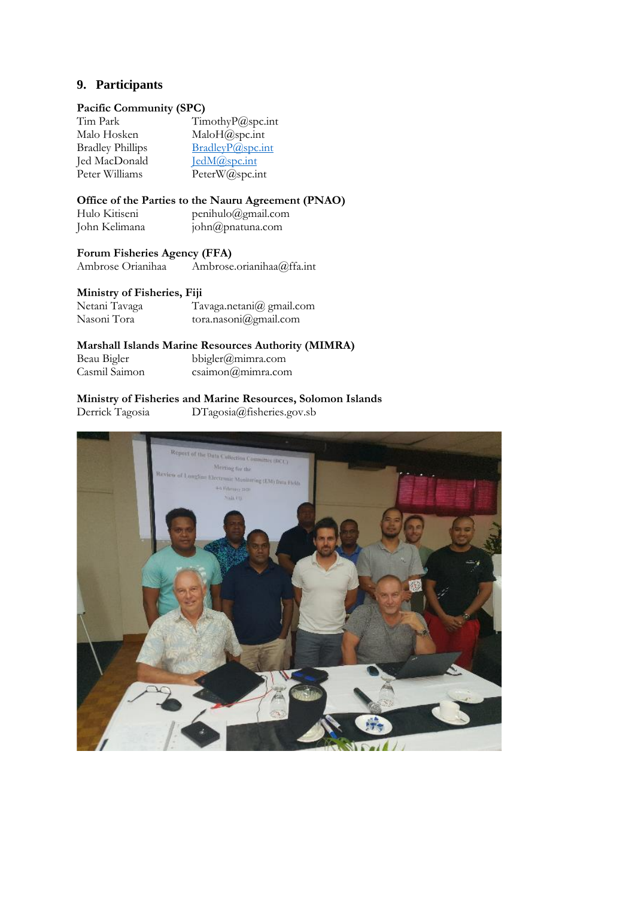## 9. Participants

**Pacific Community (SPC)**

| | |
|---|---|
| Tim Park | TimothyP@spc.int |
| Malo Hosken | MaloH@spc.int |
| Bradley Phillips | BradleyP@spc.int |
| Jed MacDonald | JedM@spc.int |
| Peter Williams | PeterW@spc.int |

**Office of the Parties to the Nauru Agreement (PNAO)**

| | |
|---|---|
| Hulo Kitiseni | penihulo@gmail.com |
| John Kelimana | john@pnatuna.com |

**Forum Fisheries Agency (FFA)**

| | |
|---|---|
| Ambrose Orianihaa | Ambrose.orianihaa@ffa.int |

**Ministry of Fisheries, Fiji**

| | |
|---|---|
| Netani Tavaga | Tavaga.netani@ gmail.com |
| Nasoni Tora | tora.nasoni@gmail.com |

**Marshall Islands Marine Resources Authority (MIMRA)**

| | |
|---|---|
| Beau Bigler | bbigler@mimra.com |
| Casmil Saimon | csaimon@mimra.com |

**Ministry of Fisheries and Marine Resources, Solomon Islands**

| | |
|---|---|
| Derrick Tagosia | DTagosia@fisheries.gov.sb |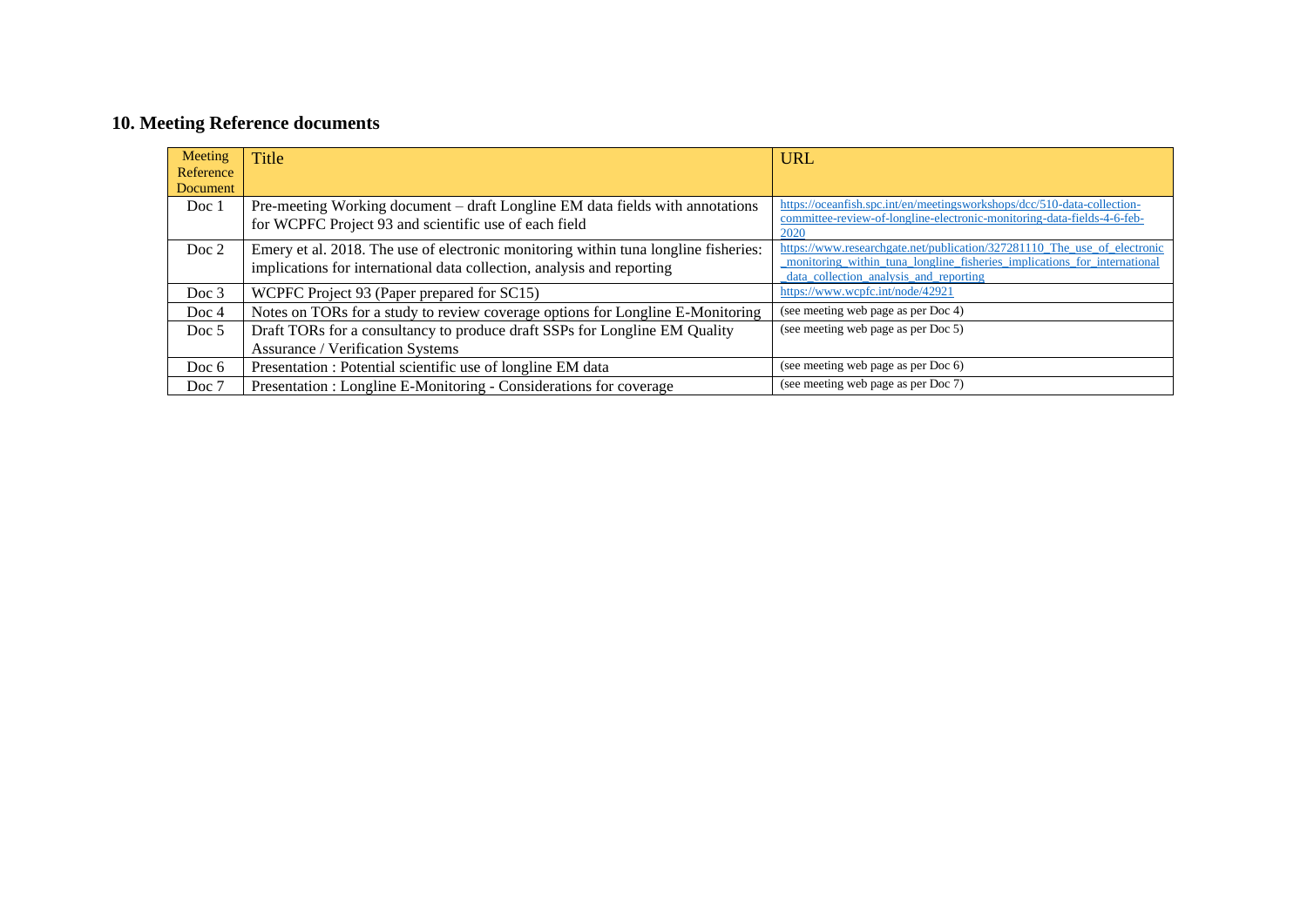## 10. Meeting Reference documents

| Meeting Reference Document | Title | URL |
|---|---|---|
| Doc 1 | Pre-meeting Working document – draft Longline EM data fields with annotations for WCPFC Project 93 and scientific use of each field | https://oceanfish.spc.int/en/meetingsworkshops/dcc/510-data-collection-committee-review-of-longline-electronic-monitoring-data-fields-4-6-feb-2020 |
| Doc 2 | Emery et al. 2018. The use of electronic monitoring within tuna longline fisheries: implications for international data collection, analysis and reporting | https://www.researchgate.net/publication/327281110_The_use_of_electronic_monitoring_within_tuna_longline_fisheries_implications_for_international_data_collection_analysis_and_reporting |
| Doc 3 | WCPFC Project 93 (Paper prepared for SC15) | https://www.wcpfc.int/node/42921 |
| Doc 4 | Notes on TORs for a study to review coverage options for Longline E-Monitoring | (see meeting web page as per Doc 4) |
| Doc 5 | Draft TORs for a consultancy to produce draft SSPs for Longline EM Quality Assurance / Verification Systems | (see meeting web page as per Doc 5) |
| Doc 6 | Presentation : Potential scientific use of longline EM data | (see meeting web page as per Doc 6) |
| Doc 7 | Presentation : Longline E-Monitoring - Considerations for coverage | (see meeting web page as per Doc 7) |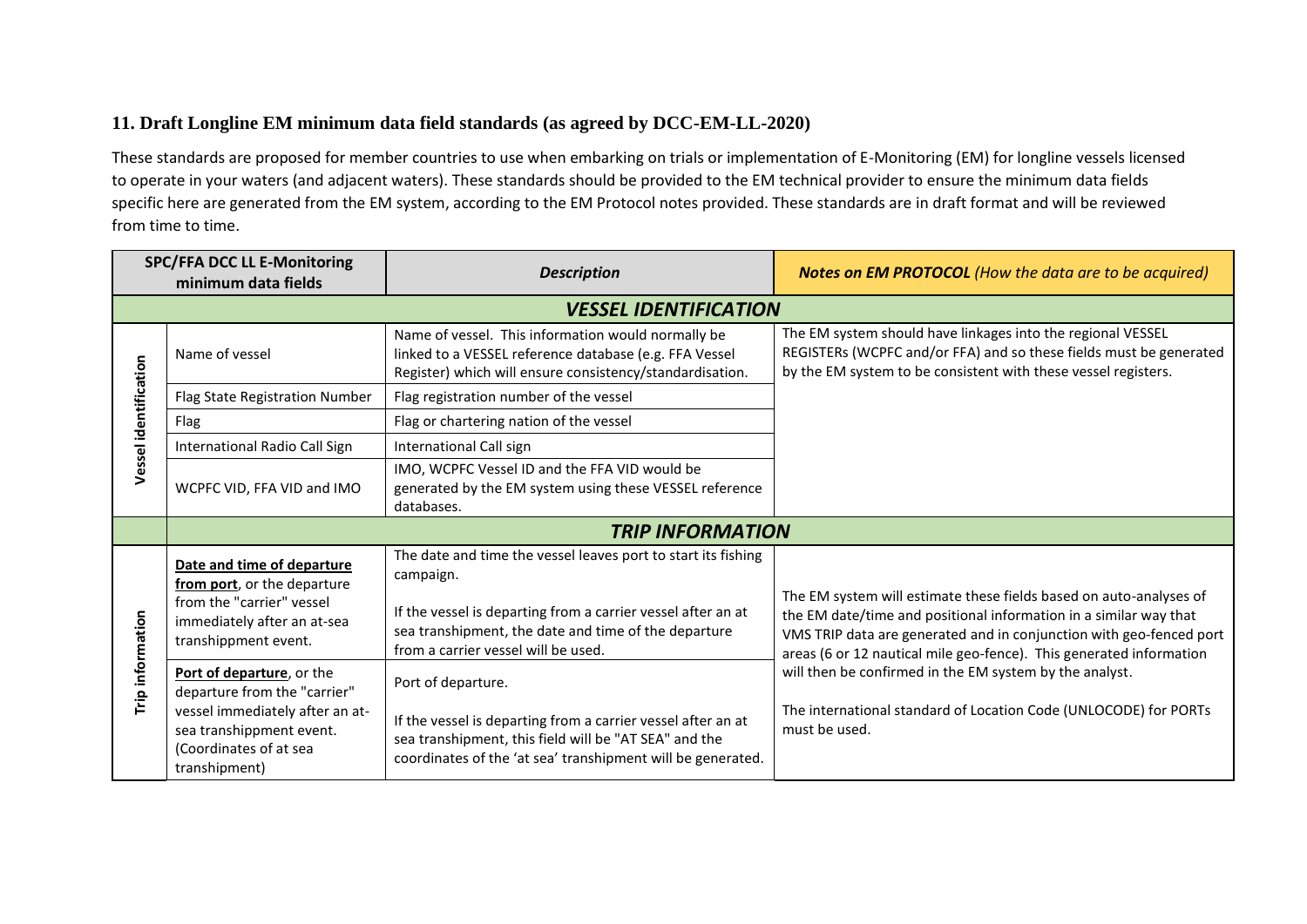## 11. Draft Longline EM minimum data field standards (as agreed by DCC-EM-LL-2020)

These standards are proposed for member countries to use when embarking on trials or implementation of E-Monitoring (EM) for longline vessels licensed to operate in your waters (and adjacent waters). These standards should be provided to the EM technical provider to ensure the minimum data fields specific here are generated from the EM system, according to the EM Protocol notes provided. These standards are in draft format and will be reviewed from time to time.

| SPC/FFA DCC LL E-Monitoring minimum data fields | | *Description* | ***Notes on EM PROTOCOL*** *(How the data are to be acquired)* |
|---|---|---|---|
| ***VESSEL IDENTIFICATION*** | | | |
| **Vessel identification** | Name of vessel | Name of vessel. This information would normally be linked to a VESSEL reference database (e.g. FFA Vessel Register) which will ensure consistency/standardisation. | The EM system should have linkages into the regional VESSEL REGISTERs (WCPFC and/or FFA) and so these fields must be generated by the EM system to be consistent with these vessel registers. |
| | Flag State Registration Number | Flag registration number of the vessel | |
| | Flag | Flag or chartering nation of the vessel | |
| | International Radio Call Sign | International Call sign | |
| | WCPFC VID, FFA VID and IMO | IMO, WCPFC Vessel ID and the FFA VID would be generated by the EM system using these VESSEL reference databases. | |
| | ***TRIP INFORMATION*** | | |
| **Trip information** | **Date and time of departure from port**, or the departure from the "carrier" vessel immediately after an at-sea transhippment event. | The date and time the vessel leaves port to start its fishing campaign.<br><br>If the vessel is departing from a carrier vessel after an at sea transhipment, the date and time of the departure from a carrier vessel will be used. | The EM system will estimate these fields based on auto-analyses of the EM date/time and positional information in a similar way that VMS TRIP data are generated and in conjunction with geo-fenced port areas (6 or 12 nautical mile geo-fence). This generated information will then be confirmed in the EM system by the analyst.<br><br>The international standard of Location Code (UNLOCODE) for PORTs must be used. |
| | **Port of departure**, or the departure from the "carrier" vessel immediately after an at-sea transhippment event. (Coordinates of at sea transhipment) | Port of departure.<br><br>If the vessel is departing from a carrier vessel after an at sea transhipment, this field will be "AT SEA" and the coordinates of the 'at sea' transhipment will be generated. | |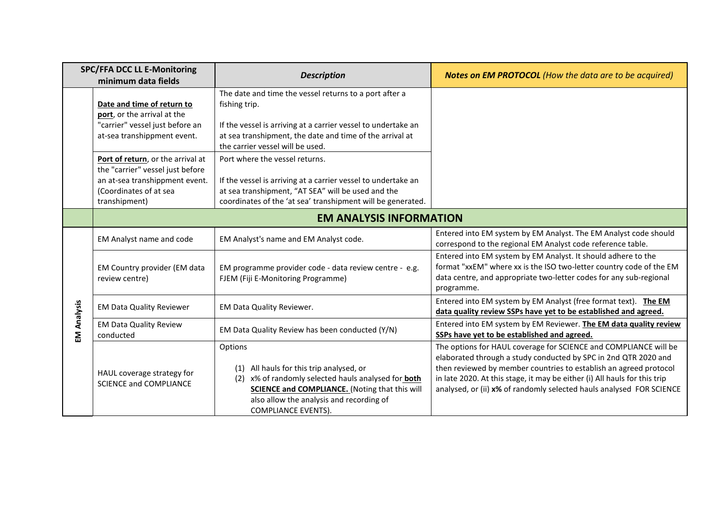| | SPC/FFA DCC LL E-Monitoring minimum data fields | *Description* | ***Notes on EM PROTOCOL** (How the data are to be acquired)* |
|---|---|---|---|
| | **Date and time of return to port**, or the arrival at the "carrier" vessel just before an at-sea transhippment event. | The date and time the vessel returns to a port after a fishing trip.<br><br>If the vessel is arriving at a carrier vessel to undertake an at sea transhipment, the date and time of the arrival at the carrier vessel will be used. | |
| | **Port of return**, or the arrival at the "carrier" vessel just before an at-sea transhippment event. (Coordinates of at sea transhipment) | Port where the vessel returns.<br><br>If the vessel is arriving at a carrier vessel to undertake an at sea transhipment, "AT SEA" will be used and the coordinates of the 'at sea' transhipment will be generated. | |
| | **EM ANALYSIS INFORMATION** | | |
| **EM Analysis** | EM Analyst name and code | EM Analyst's name and EM Analyst code. | Entered into EM system by EM Analyst. The EM Analyst code should correspond to the regional EM Analyst code reference table. |
| | EM Country provider (EM data review centre) | EM programme provider code - data review centre - e.g. FJEM (Fiji E-Monitoring Programme) | Entered into EM system by EM Analyst. It should adhere to the format "xxEM" where xx is the ISO two-letter country code of the EM data centre, and appropriate two-letter codes for any sub-regional programme. |
| | EM Data Quality Reviewer | EM Data Quality Reviewer. | Entered into EM system by EM Analyst (free format text). **The EM data quality review SSPs have yet to be established and agreed.** |
| | EM Data Quality Review conducted | EM Data Quality Review has been conducted (Y/N) | Entered into EM system by EM Reviewer. **The EM data quality review SSPs have yet to be established and agreed.** |
| | HAUL coverage strategy for SCIENCE and COMPLIANCE | Options<br><br>(1) All hauls for this trip analysed, or<br>(2) x% of randomly selected hauls analysed for **both SCIENCE and COMPLIANCE.** (Noting that this will also allow the analysis and recording of COMPLIANCE EVENTS). | The options for HAUL coverage for SCIENCE and COMPLIANCE will be elaborated through a study conducted by SPC in 2nd QTR 2020 and then reviewed by member countries to establish an agreed protocol in late 2020. At this stage, it may be either (i) All hauls for this trip analysed, or (ii) **x%** of randomly selected hauls analysed FOR SCIENCE |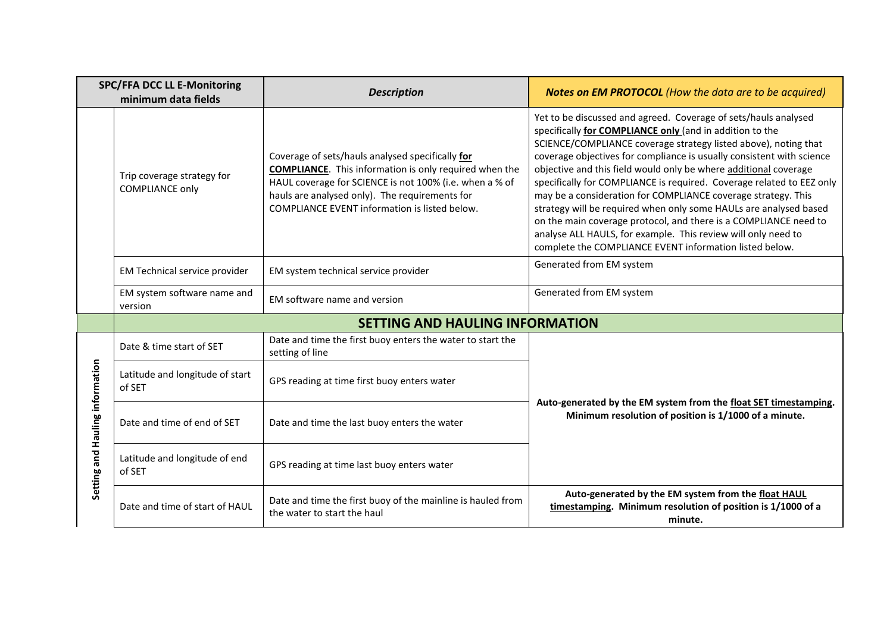| SPC/FFA DCC LL E-Monitoring minimum data fields | | *Description* | ***Notes on EM PROTOCOL** (How the data are to be acquired)* |
|---|---|---|---|
| | Trip coverage strategy for COMPLIANCE only | Coverage of sets/hauls analysed specifically **for COMPLIANCE**. This information is only required when the HAUL coverage for SCIENCE is not 100% (i.e. when a % of hauls are analysed only). The requirements for COMPLIANCE EVENT information is listed below. | Yet to be discussed and agreed. Coverage of sets/hauls analysed specifically **for COMPLIANCE only** (and in addition to the SCIENCE/COMPLIANCE coverage strategy listed above), noting that coverage objectives for compliance is usually consistent with science objective and this field would only be where additional coverage specifically for COMPLIANCE is required. Coverage related to EEZ only may be a consideration for COMPLIANCE coverage strategy. This strategy will be required when only some HAULs are analysed based on the main coverage protocol, and there is a COMPLIANCE need to analyse ALL HAULS, for example. This review will only need to complete the COMPLIANCE EVENT information listed below. |
| | EM Technical service provider | EM system technical service provider | Generated from EM system |
| | EM system software name and version | EM software name and version | Generated from EM system |
| | **SETTING AND HAULING INFORMATION** | | |
| **Setting and Hauling information** | Date & time start of SET | Date and time the first buoy enters the water to start the setting of line | **Auto-generated by the EM system from the float SET timestamping. Minimum resolution of position is 1/1000 of a minute.** |
| | Latitude and longitude of start of SET | GPS reading at time first buoy enters water | |
| | Date and time of end of SET | Date and time the last buoy enters the water | |
| | Latitude and longitude of end of SET | GPS reading at time last buoy enters water | |
| | Date and time of start of HAUL | Date and time the first buoy of the mainline is hauled from the water to start the haul | **Auto-generated by the EM system from the float HAUL timestamping. Minimum resolution of position is 1/1000 of a minute.** |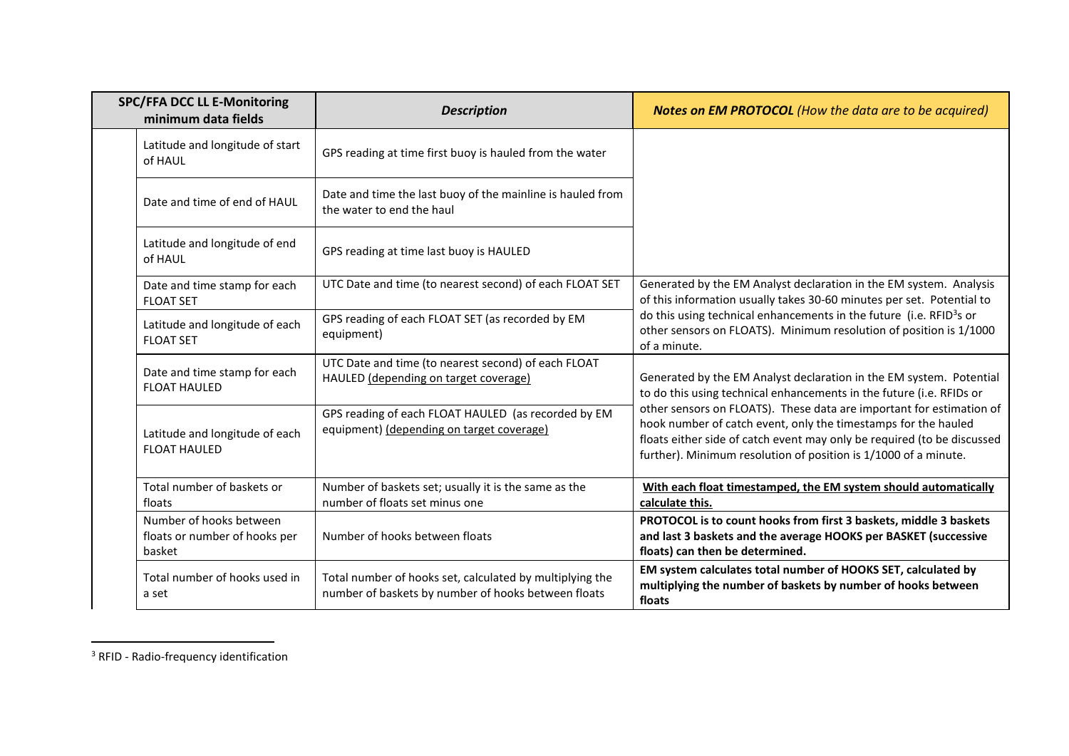| SPC/FFA DCC LL E-Monitoring minimum data fields | Description | Notes on EM PROTOCOL (How the data are to be acquired) |
|---|---|---|
| Latitude and longitude of start of HAUL | GPS reading at time first buoy is hauled from the water | |
| Date and time of end of HAUL | Date and time the last buoy of the mainline is hauled from the water to end the haul | |
| Latitude and longitude of end of HAUL | GPS reading at time last buoy is HAULED | |
| Date and time stamp for each FLOAT SET | UTC Date and time (to nearest second) of each FLOAT SET | Generated by the EM Analyst declaration in the EM system. Analysis of this information usually takes 30-60 minutes per set. Potential to do this using technical enhancements in the future (i.e. RFID[3]s or other sensors on FLOATS). Minimum resolution of position is 1/1000 of a minute. |
| Latitude and longitude of each FLOAT SET | GPS reading of each FLOAT SET (as recorded by EM equipment) | |
| Date and time stamp for each FLOAT HAULED | UTC Date and time (to nearest second) of each FLOAT HAULED (depending on target coverage) | Generated by the EM Analyst declaration in the EM system. Potential to do this using technical enhancements in the future (i.e. RFIDs or other sensors on FLOATS). These data are important for estimation of hook number of catch event, only the timestamps for the hauled floats either side of catch event may only be required (to be discussed further). Minimum resolution of position is 1/1000 of a minute. |
| Latitude and longitude of each FLOAT HAULED | GPS reading of each FLOAT HAULED (as recorded by EM equipment) (depending on target coverage) | |
| Total number of baskets or floats | Number of baskets set; usually it is the same as the number of floats set minus one | **With each float timestamped, the EM system should automatically calculate this.** |
| Number of hooks between floats or number of hooks per basket | Number of hooks between floats | **PROTOCOL is to count hooks from first 3 baskets, middle 3 baskets and last 3 baskets and the average HOOKS per BASKET (successive floats) can then be determined.** |
| Total number of hooks used in a set | Total number of hooks set, calculated by multiplying the number of baskets by number of hooks between floats | **EM system calculates total number of HOOKS SET, calculated by multiplying the number of baskets by number of hooks between floats** |

[3] RFID - Radio-frequency identification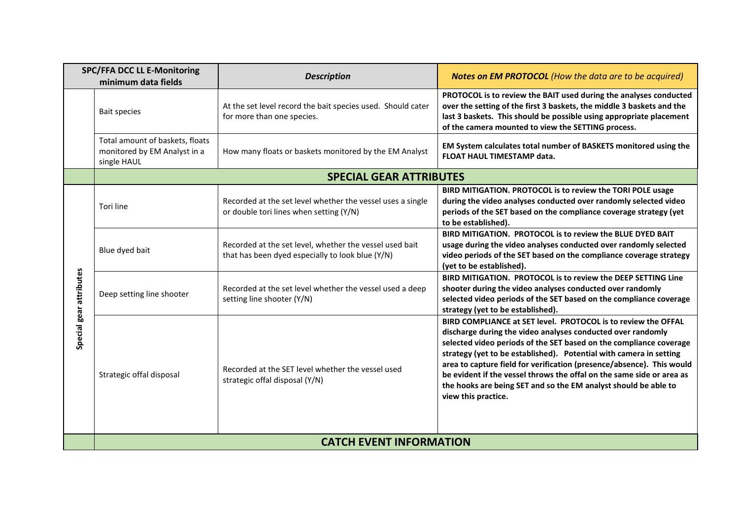| SPC/FFA DCC LL E-Monitoring minimum data fields | | *Description* | ***Notes on EM PROTOCOL** (How the data are to be acquired)* |
|---|---|---|---|
| | Bait species | At the set level record the bait species used. Should cater for more than one species. | **PROTOCOL is to review the BAIT used during the analyses conducted over the setting of the first 3 baskets, the middle 3 baskets and the last 3 baskets. This should be possible using appropriate placement of the camera mounted to view the SETTING process.** |
| | Total amount of baskets, floats monitored by EM Analyst in a single HAUL | How many floats or baskets monitored by the EM Analyst | **EM System calculates total number of BASKETS monitored using the FLOAT HAUL TIMESTAMP data.** |
| | **SPECIAL GEAR ATTRIBUTES** | | |
| Special gear attributes | Tori line | Recorded at the set level whether the vessel uses a single or double tori lines when setting (Y/N) | **BIRD MITIGATION. PROTOCOL is to review the TORI POLE usage during the video analyses conducted over randomly selected video periods of the SET based on the compliance coverage strategy (yet to be established).** |
| | Blue dyed bait | Recorded at the set level, whether the vessel used bait that has been dyed especially to look blue (Y/N) | **BIRD MITIGATION. PROTOCOL is to review the BLUE DYED BAIT usage during the video analyses conducted over randomly selected video periods of the SET based on the compliance coverage strategy (yet to be established).** |
| | Deep setting line shooter | Recorded at the set level whether the vessel used a deep setting line shooter (Y/N) | **BIRD MITIGATION. PROTOCOL is to review the DEEP SETTING Line shooter during the video analyses conducted over randomly selected video periods of the SET based on the compliance coverage strategy (yet to be established).** |
| | Strategic offal disposal | Recorded at the SET level whether the vessel used strategic offal disposal (Y/N) | **BIRD COMPLIANCE at SET level. PROTOCOL is to review the OFFAL discharge during the video analyses conducted over randomly selected video periods of the SET based on the compliance coverage strategy (yet to be established). Potential with camera in setting area to capture field for verification (presence/absence). This would be evident if the vessel throws the offal on the same side or area as the hooks are being SET and so the EM analyst should be able to view this practice.** |
| | **CATCH EVENT INFORMATION** | | |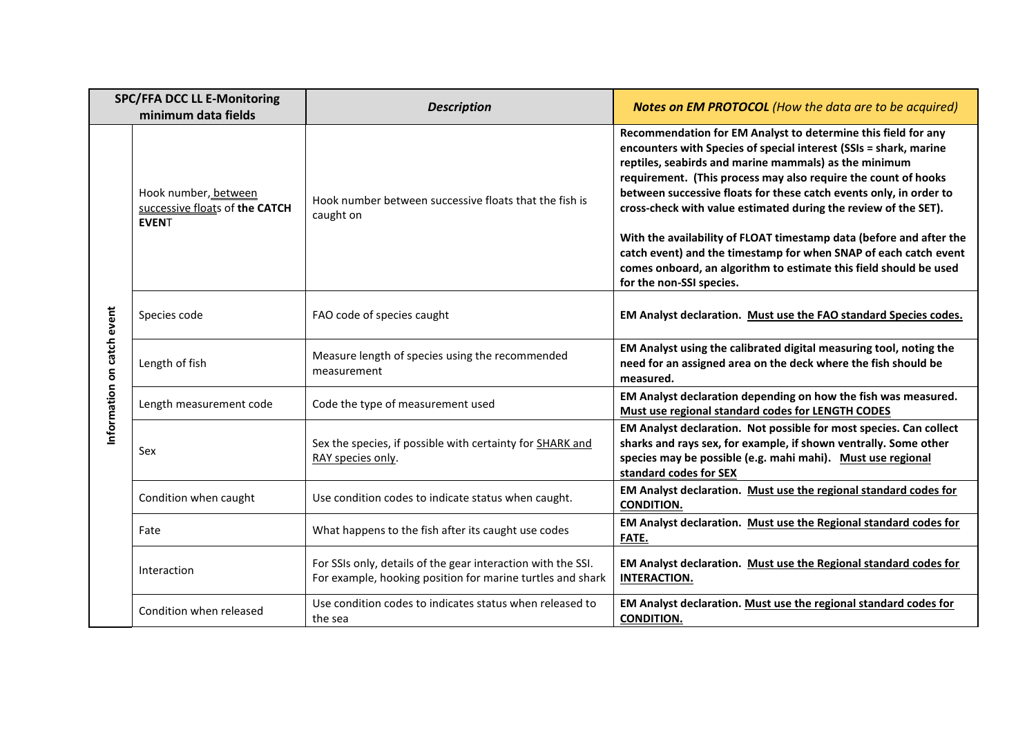| SPC/FFA DCC LL E-Monitoring minimum data fields | | *Description* | ***Notes on EM PROTOCOL*** *(How the data are to be acquired)* |
|---|---|---|---|
| Information on catch event | Hook number, between successive floats of **the CATCH EVEN**T | Hook number between successive floats that the fish is caught on | **Recommendation for EM Analyst to determine this field for any encounters with Species of special interest (SSIs = shark, marine reptiles, seabirds and marine mammals) as the minimum requirement. (This process may also require the count of hooks between successive floats for these catch events only, in order to cross-check with value estimated during the review of the SET).** **With the availability of FLOAT timestamp data (before and after the catch event) and the timestamp for when SNAP of each catch event comes onboard, an algorithm to estimate this field should be used for the non-SSI species.** |
| | Species code | FAO code of species caught | **EM Analyst declaration. Must use the FAO standard Species codes.** |
| | Length of fish | Measure length of species using the recommended measurement | **EM Analyst using the calibrated digital measuring tool, noting the need for an assigned area on the deck where the fish should be measured.** |
| | Length measurement code | Code the type of measurement used | **EM Analyst declaration depending on how the fish was measured. Must use regional standard codes for LENGTH CODES** |
| | Sex | Sex the species, if possible with certainty for SHARK and RAY species only. | **EM Analyst declaration. Not possible for most species. Can collect sharks and rays sex, for example, if shown ventrally. Some other species may be possible (e.g. mahi mahi). Must use regional standard codes for SEX** |
| | Condition when caught | Use condition codes to indicate status when caught. | **EM Analyst declaration. Must use the regional standard codes for CONDITION.** |
| | Fate | What happens to the fish after its caught use codes | **EM Analyst declaration. Must use the Regional standard codes for FATE.** |
| | Interaction | For SSIs only, details of the gear interaction with the SSI. For example, hooking position for marine turtles and shark | **EM Analyst declaration. Must use the Regional standard codes for INTERACTION.** |
| | Condition when released | Use condition codes to indicates status when released to the sea | **EM Analyst declaration. Must use the regional standard codes for CONDITION.** |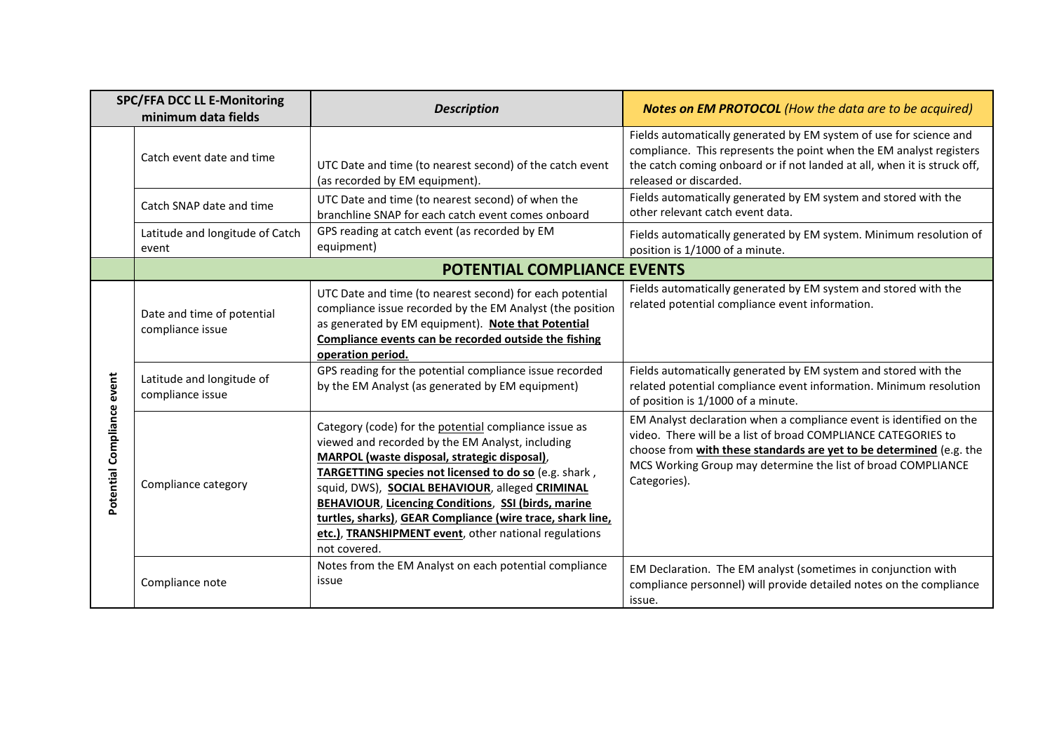| SPC/FFA DCC LL E-Monitoring minimum data fields | | *Description* | ***Notes on EM PROTOCOL*** *(How the data are to be acquired)* |
|---|---|---|---|
| | Catch event date and time | UTC Date and time (to nearest second) of the catch event (as recorded by EM equipment). | Fields automatically generated by EM system of use for science and compliance. This represents the point when the EM analyst registers the catch coming onboard or if not landed at all, when it is struck off, released or discarded. |
| | Catch SNAP date and time | UTC Date and time (to nearest second) of when the branchline SNAP for each catch event comes onboard | Fields automatically generated by EM system and stored with the other relevant catch event data. |
| | Latitude and longitude of Catch event | GPS reading at catch event (as recorded by EM equipment) | Fields automatically generated by EM system. Minimum resolution of position is 1/1000 of a minute. |
| | **POTENTIAL COMPLIANCE EVENTS** | | |
| **Potential Compliance event** | Date and time of potential compliance issue | UTC Date and time (to nearest second) for each potential compliance issue recorded by the EM Analyst (the position as generated by EM equipment). **Note that Potential Compliance events can be recorded outside the fishing operation period.** | Fields automatically generated by EM system and stored with the related potential compliance event information. |
| | Latitude and longitude of compliance issue | GPS reading for the potential compliance issue recorded by the EM Analyst (as generated by EM equipment) | Fields automatically generated by EM system and stored with the related potential compliance event information. Minimum resolution of position is 1/1000 of a minute. |
| | Compliance category | Category (code) for the potential compliance issue as viewed and recorded by the EM Analyst, including **MARPOL (waste disposal, strategic disposal)**, **TARGETTING species not licensed to do so** (e.g. shark, squid, DWS), **SOCIAL BEHAVIOUR**, alleged **CRIMINAL BEHAVIOUR**, **Licencing Conditions**, **SSI (birds, marine turtles, sharks)**, **GEAR Compliance (wire trace, shark line, etc.)**, **TRANSHIPMENT event**, other national regulations not covered. | EM Analyst declaration when a compliance event is identified on the video. There will be a list of broad COMPLIANCE CATEGORIES to choose from **with these standards are yet to be determined** (e.g. the MCS Working Group may determine the list of broad COMPLIANCE Categories). |
| | Compliance note | Notes from the EM Analyst on each potential compliance issue | EM Declaration. The EM analyst (sometimes in conjunction with compliance personnel) will provide detailed notes on the compliance issue. |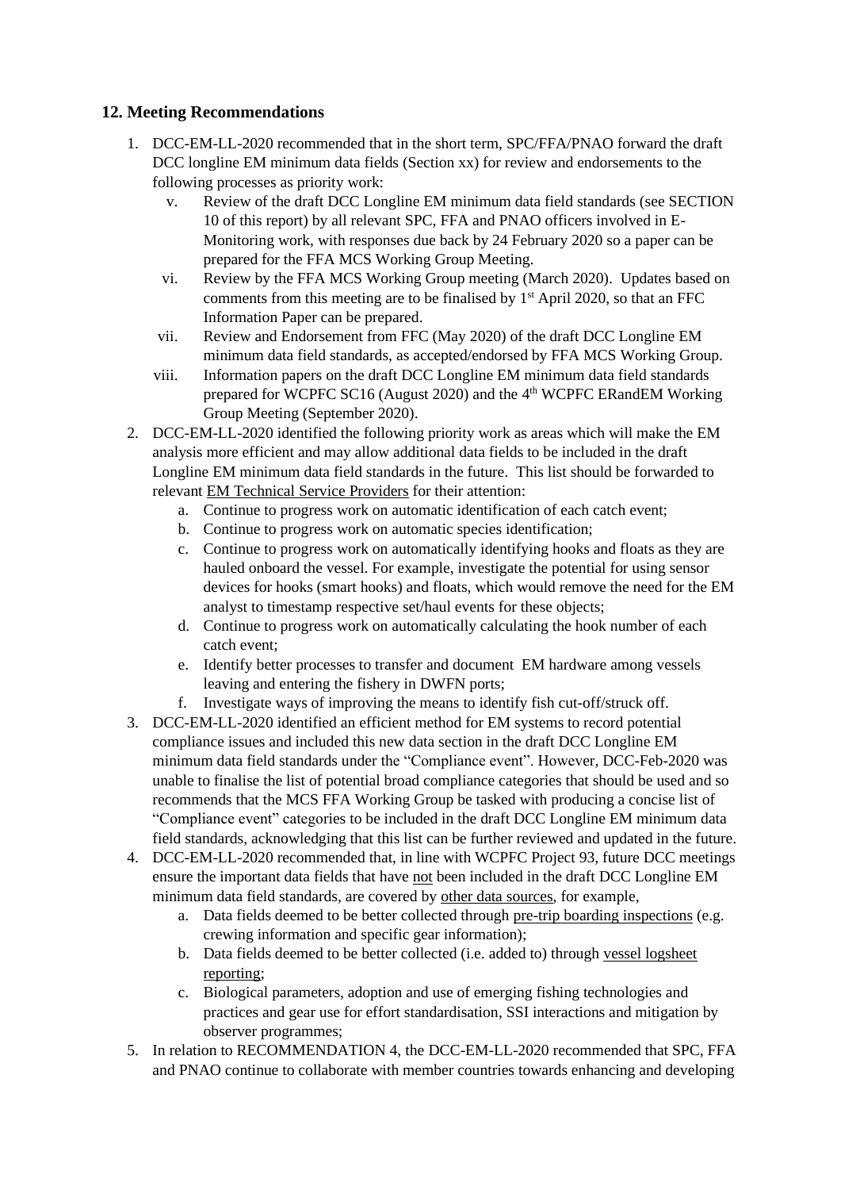## 12. Meeting Recommendations

1. DCC-EM-LL-2020 recommended that in the short term, SPC/FFA/PNAO forward the draft DCC longline EM minimum data fields (Section xx) for review and endorsements to the following processes as priority work:
   v. Review of the draft DCC Longline EM minimum data field standards (see SECTION 10 of this report) by all relevant SPC, FFA and PNAO officers involved in E-Monitoring work, with responses due back by 24 February 2020 so a paper can be prepared for the FFA MCS Working Group Meeting.
   vi. Review by the FFA MCS Working Group meeting (March 2020). Updates based on comments from this meeting are to be finalised by 1st April 2020, so that an FFC Information Paper can be prepared.
   vii. Review and Endorsement from FFC (May 2020) of the draft DCC Longline EM minimum data field standards, as accepted/endorsed by FFA MCS Working Group.
   viii. Information papers on the draft DCC Longline EM minimum data field standards prepared for WCPFC SC16 (August 2020) and the 4th WCPFC ERandEM Working Group Meeting (September 2020).
2. DCC-EM-LL-2020 identified the following priority work as areas which will make the EM analysis more efficient and may allow additional data fields to be included in the draft Longline EM minimum data field standards in the future. This list should be forwarded to relevant EM Technical Service Providers for their attention:
   a. Continue to progress work on automatic identification of each catch event;
   b. Continue to progress work on automatic species identification;
   c. Continue to progress work on automatically identifying hooks and floats as they are hauled onboard the vessel. For example, investigate the potential for using sensor devices for hooks (smart hooks) and floats, which would remove the need for the EM analyst to timestamp respective set/haul events for these objects;
   d. Continue to progress work on automatically calculating the hook number of each catch event;
   e. Identify better processes to transfer and document EM hardware among vessels leaving and entering the fishery in DWFN ports;
   f. Investigate ways of improving the means to identify fish cut-off/struck off.
3. DCC-EM-LL-2020 identified an efficient method for EM systems to record potential compliance issues and included this new data section in the draft DCC Longline EM minimum data field standards under the "Compliance event". However, DCC-Feb-2020 was unable to finalise the list of potential broad compliance categories that should be used and so recommends that the MCS FFA Working Group be tasked with producing a concise list of "Compliance event" categories to be included in the draft DCC Longline EM minimum data field standards, acknowledging that this list can be further reviewed and updated in the future.
4. DCC-EM-LL-2020 recommended that, in line with WCPFC Project 93, future DCC meetings ensure the important data fields that have not been included in the draft DCC Longline EM minimum data field standards, are covered by other data sources, for example,
   a. Data fields deemed to be better collected through pre-trip boarding inspections (e.g. crewing information and specific gear information);
   b. Data fields deemed to be better collected (i.e. added to) through vessel logsheet reporting;
   c. Biological parameters, adoption and use of emerging fishing technologies and practices and gear use for effort standardisation, SSI interactions and mitigation by observer programmes;
5. In relation to RECOMMENDATION 4, the DCC-EM-LL-2020 recommended that SPC, FFA and PNAO continue to collaborate with member countries towards enhancing and developing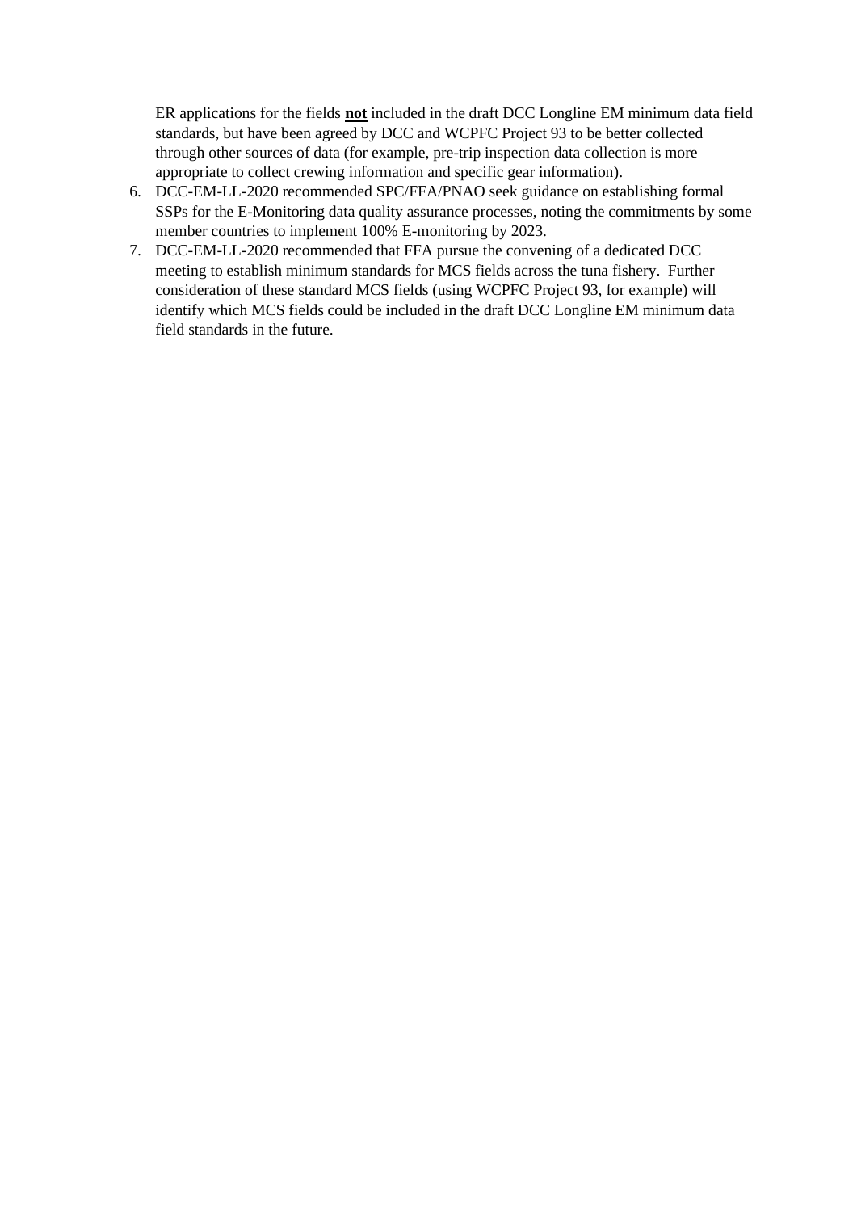ER applications for the fields **not** included in the draft DCC Longline EM minimum data field standards, but have been agreed by DCC and WCPFC Project 93 to be better collected through other sources of data (for example, pre-trip inspection data collection is more appropriate to collect crewing information and specific gear information).

6. DCC-EM-LL-2020 recommended SPC/FFA/PNAO seek guidance on establishing formal SSPs for the E-Monitoring data quality assurance processes, noting the commitments by some member countries to implement 100% E-monitoring by 2023.
7. DCC-EM-LL-2020 recommended that FFA pursue the convening of a dedicated DCC meeting to establish minimum standards for MCS fields across the tuna fishery. Further consideration of these standard MCS fields (using WCPFC Project 93, for example) will identify which MCS fields could be included in the draft DCC Longline EM minimum data field standards in the future.